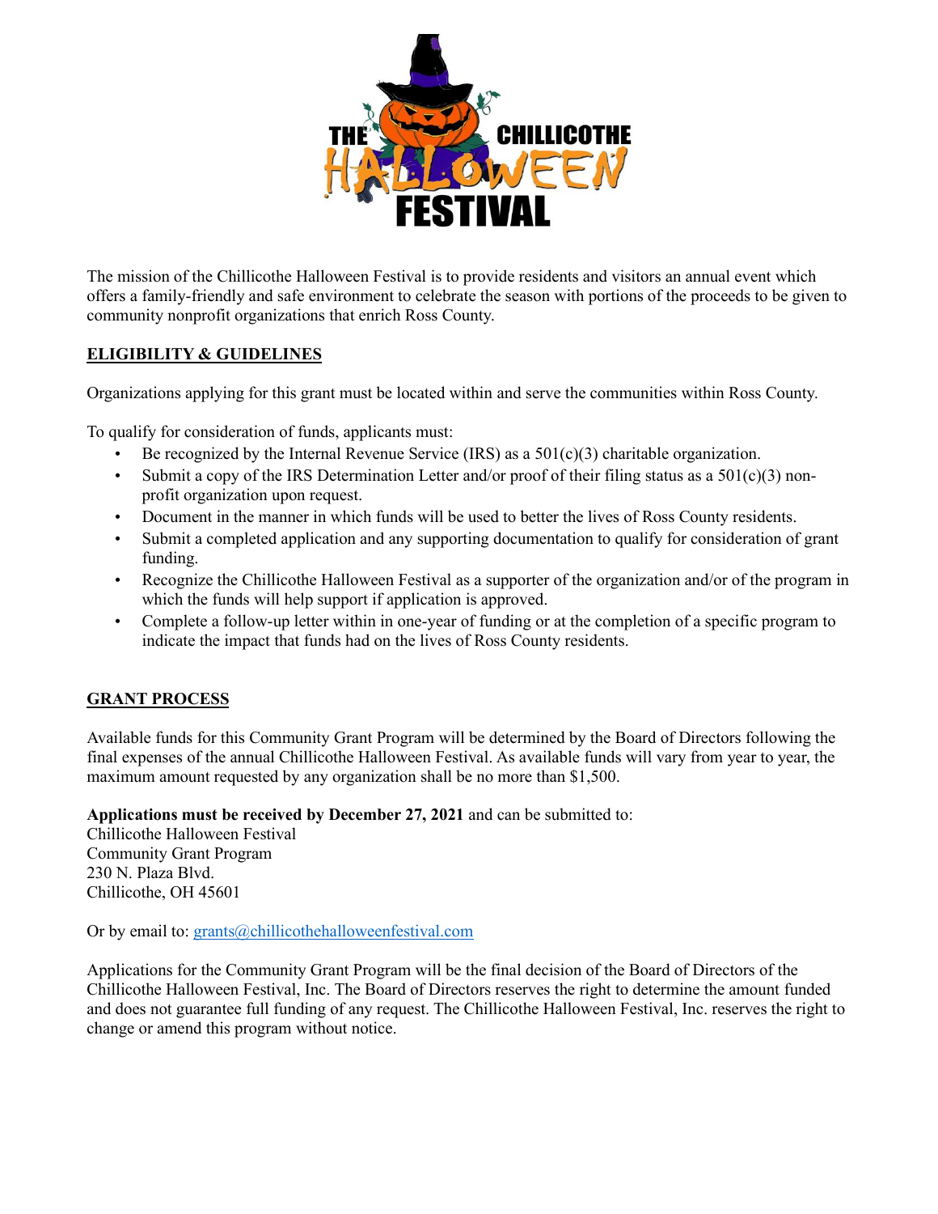# THE CHILLICOTHE HALLOWEEN FESTIVAL

The mission of the Chillicothe Halloween Festival is to provide residents and visitors an annual event which offers a family-friendly and safe environment to celebrate the season with portions of the proceeds to be given to community nonprofit organizations that enrich Ross County.

## ELIGIBILITY & GUIDELINES

Organizations applying for this grant must be located within and serve the communities within Ross County.

To qualify for consideration of funds, applicants must:

- Be recognized by the Internal Revenue Service (IRS) as a 501(c)(3) charitable organization.
- Submit a copy of the IRS Determination Letter and/or proof of their filing status as a 501(c)(3) non-profit organization upon request.
- Document in the manner in which funds will be used to better the lives of Ross County residents.
- Submit a completed application and any supporting documentation to qualify for consideration of grant funding.
- Recognize the Chillicothe Halloween Festival as a supporter of the organization and/or of the program in which the funds will help support if application is approved.
- Complete a follow-up letter within in one-year of funding or at the completion of a specific program to indicate the impact that funds had on the lives of Ross County residents.

## GRANT PROCESS

Available funds for this Community Grant Program will be determined by the Board of Directors following the final expenses of the annual Chillicothe Halloween Festival. As available funds will vary from year to year, the maximum amount requested by any organization shall be no more than $1,500.

**Applications must be received by December 27, 2021** and can be submitted to:
Chillicothe Halloween Festival
Community Grant Program
230 N. Plaza Blvd.
Chillicothe, OH 45601

Or by email to: grants@chillicothehalloweenfestival.com

Applications for the Community Grant Program will be the final decision of the Board of Directors of the Chillicothe Halloween Festival, Inc. The Board of Directors reserves the right to determine the amount funded and does not guarantee full funding of any request. The Chillicothe Halloween Festival, Inc. reserves the right to change or amend this program without notice.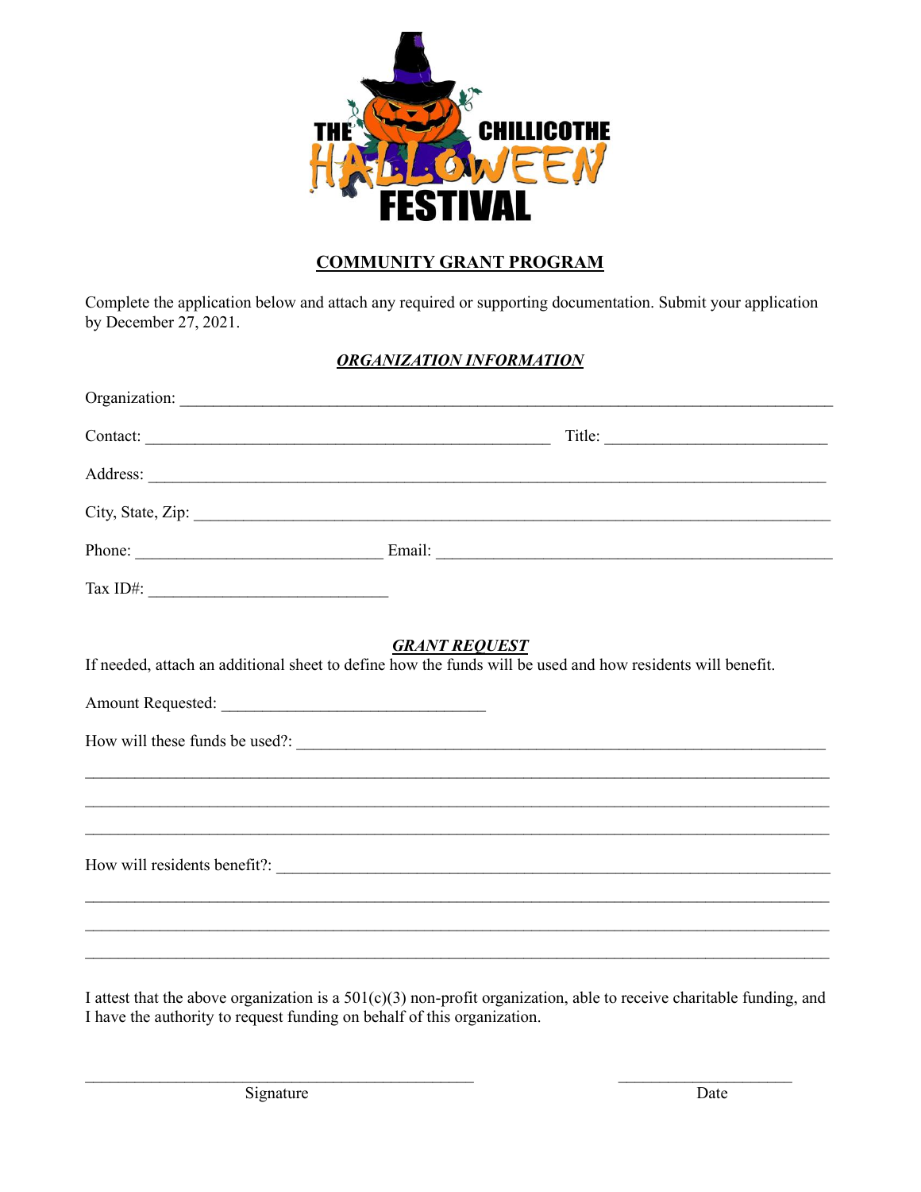THE CHILLICOTHE HALLOWEEN FESTIVAL

## COMMUNITY GRANT PROGRAM

Complete the application below and attach any required or supporting documentation. Submit your application by December 27, 2021.

### *ORGANIZATION INFORMATION*

Organization: ________________________________________________________________________

Contact: ____________________________________________ Title: ________________________

Address: ______________________________________________________________________

City, State, Zip: _______________________________________________________________

Phone: __________________________ Email: __________________________________________

Tax ID#: __________________________

### *GRANT REQUEST*

If needed, attach an additional sheet to define how the funds will be used and how residents will benefit.

Amount Requested: ____________________________

How will these funds be used?: __________________________________________________________

_______________________________________________________________________________

_______________________________________________________________________________

_______________________________________________________________________________

How will residents benefit?: _____________________________________________________________

_______________________________________________________________________________

_______________________________________________________________________________

_______________________________________________________________________________

I attest that the above organization is a 501(c)(3) non-profit organization, able to receive charitable funding, and I have the authority to request funding on behalf of this organization.

___________________________________________ ____________________

Signature Date